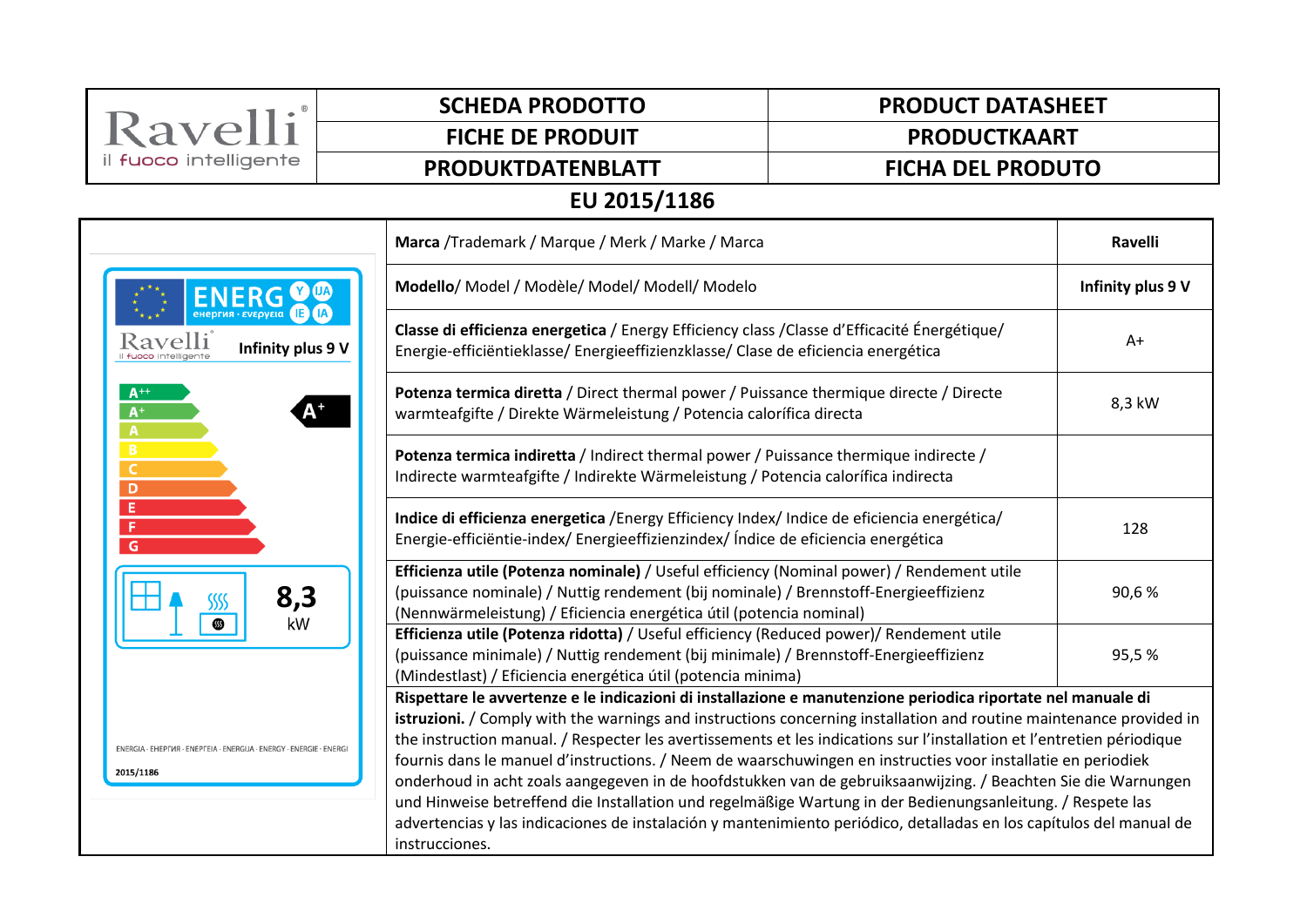| Ravelli il fuoco intelligente | SCHEDA PRODOTTO | PRODUCT DATASHEET |
|---|---|---|
| | FICHE DE PRODUIT | PRODUCTKAART |
| | PRODUKTDATENBLATT | FICHA DEL PRODUTO |

# EU 2015/1186

ENERG енергия · ενεργεια Y UA IE IA

Ravelli il fuoco intelligente — Infinity plus 9 V

A++ A+ A B C D E F G — A+

8,3 kW

ENERGIA · ЕНЕРГИЯ · ΕΝΕΡΓΕΙΑ · ENERGIJA · ENERGY · ENERGIE · ENERGI

2015/1186

| | |
|---|---|
| **Marca** /Trademark / Marque / Merk / Marke / Marca | Ravelli |
| **Modello**/ Model / Modèle/ Model/ Modell/ Modelo | Infinity plus 9 V |
| **Classe di efficienza energetica** / Energy Efficiency class /Classe d'Efficacité Énergétique/ Energie-efficiëntieklasse/ Energieeffizienzklasse/ Clase de eficiencia energética | A+ |
| **Potenza termica diretta** / Direct thermal power / Puissance thermique directe / Directe warmteafgifte / Direkte Wärmeleistung / Potencia calorífica directa | 8,3 kW |
| **Potenza termica indiretta** / Indirect thermal power / Puissance thermique indirecte / Indirecte warmteafgifte / Indirekte Wärmeleistung / Potencia calorífica indirecta | |
| **Indice di efficienza energetica** /Energy Efficiency Index/ Indice de eficiencia energética/ Energie-efficiëntie-index/ Energieeffizienzindex/ Índice de eficiencia energética | 128 |
| **Efficienza utile (Potenza nominale)** / Useful efficiency (Nominal power) / Rendement utile (puissance nominale) / Nuttig rendement (bij nominale) / Brennstoff-Energieeffizienz (Nennwärmeleistung) / Eficiencia energética útil (potencia nominal) | 90,6 % |
| **Efficienza utile (Potenza ridotta)** / Useful efficiency (Reduced power)/ Rendement utile (puissance minimale) / Nuttig rendement (bij minimale) / Brennstoff-Energieeffizienz (Mindestlast) / Eficiencia energética útil (potencia minima) | 95,5 % |

**Rispettare le avvertenze e le indicazioni di installazione e manutenzione periodica riportate nel manuale di istruzioni.** / Comply with the warnings and instructions concerning installation and routine maintenance provided in the instruction manual. / Respecter les avertissements et les indications sur l'installation et l'entretien périodique fournis dans le manuel d'instructions. / Neem de waarschuwingen en instructies voor installatie en periodiek onderhoud in acht zoals aangegeven in de hoofdstukken van de gebruiksaanwijzing. / Beachten Sie die Warnungen und Hinweise betreffend die Installation und regelmäßige Wartung in der Bedienungsanleitung. / Respete las advertencias y las indicaciones de instalación y mantenimiento periódico, detalladas en los capítulos del manual de instrucciones.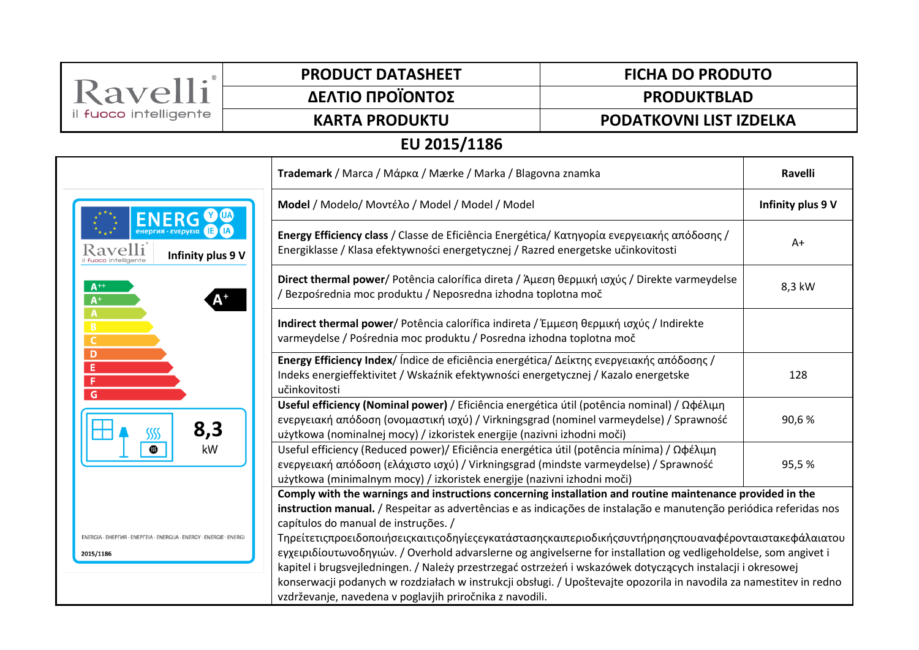| Ravelli il fuoco intelligente | PRODUCT DATASHEET | FICHA DO PRODUTO |
|---|---|---|
| | ΔΕΛΤΙΟ ΠΡΟΪΟΝΤΟΣ | PRODUKTBLAD |
| | KARTA PRODUKTU | PODATKOVNI LIST IZDELKA |

## EU 2015/1186

| | |
|---|---|
| **Trademark** / Marca / Μάρκα / Mærke / Marka / Blagovna znamka | **Ravelli** |
| **Model** / Modelo/ Μοντέλο / Model / Model / Model | **Infinity plus 9 V** |
| **Energy Efficiency class** / Classe de Eficiência Energética/ Κατηγορία ενεργειακής απόδοσης / Energiklasse / Klasa efektywności energetycznej / Razred energetske učinkovitosti | A+ |
| **Direct thermal power**/ Potência calorífica direta / Άμεση θερμική ισχύς / Direkte varmeydelse / Bezpośrednia moc produktu / Neposredna izhodna toplotna moč | 8,3 kW |
| **Indirect thermal power**/ Potência calorífica indireta / Έμμεση θερμική ισχύς / Indirekte varmeydelse / Pośrednia moc produktu / Posredna izhodna toplotna moč | |
| **Energy Efficiency Index**/ Índice de eficiência energética/ Δείκτης ενεργειακής απόδοσης / Indeks energieffektivitet / Wskaźnik efektywności energetycznej / Kazalo energetske učinkovitosti | 128 |
| **Useful efficiency (Nominal power)** / Eficiência energética útil (potência nominal) / Ωφέλιμη ενεργειακή απόδοση (ονομαστική ισχύ) / Virkningsgrad (nominel varmeydelse) / Sprawność użytkowa (nominalnej mocy) / izkoristek energije (nazivni izhodni moči) | 90,6 % |
| Useful efficiency (Reduced power)/ Eficiência energética útil (potência mínima) / Ωφέλιμη ενεργειακή απόδοση (ελάχιστο ισχύ) / Virkningsgrad (mindste varmeydelse) / Sprawność użytkowa (minimalnym mocy) / izkoristek energije (nazivni izhodni moči) | 95,5 % |

**Comply with the warnings and instructions concerning installation and routine maintenance provided in the instruction manual.** / Respeitar as advertências e as indicações de instalação e manutenção periódica referidas nos capítulos do manual de instruções. / Τηρείτετιςπροειδοποιήσειςκαιτιςοδηγίεςεγκατάστασηςκαιπεριοδικήςσυντήρησηςπουαναφέρονταιστακεφάλαιατου εγχειριδίουτωνοδηγιών. / Overhold advarslerne og angivelserne for installation og vedligeholdelse, som angivet i kapitel i brugsvejledningen. / Należy przestrzegać ostrzeżeń i wskazówek dotyczących instalacji i okresowej konserwacji podanych w rozdziałach w instrukcji obsługi. / Upoštevajte opozorila in navodila za namestitev in redno vzdrževanje, navedena v poglavjih priročnika z navodili.